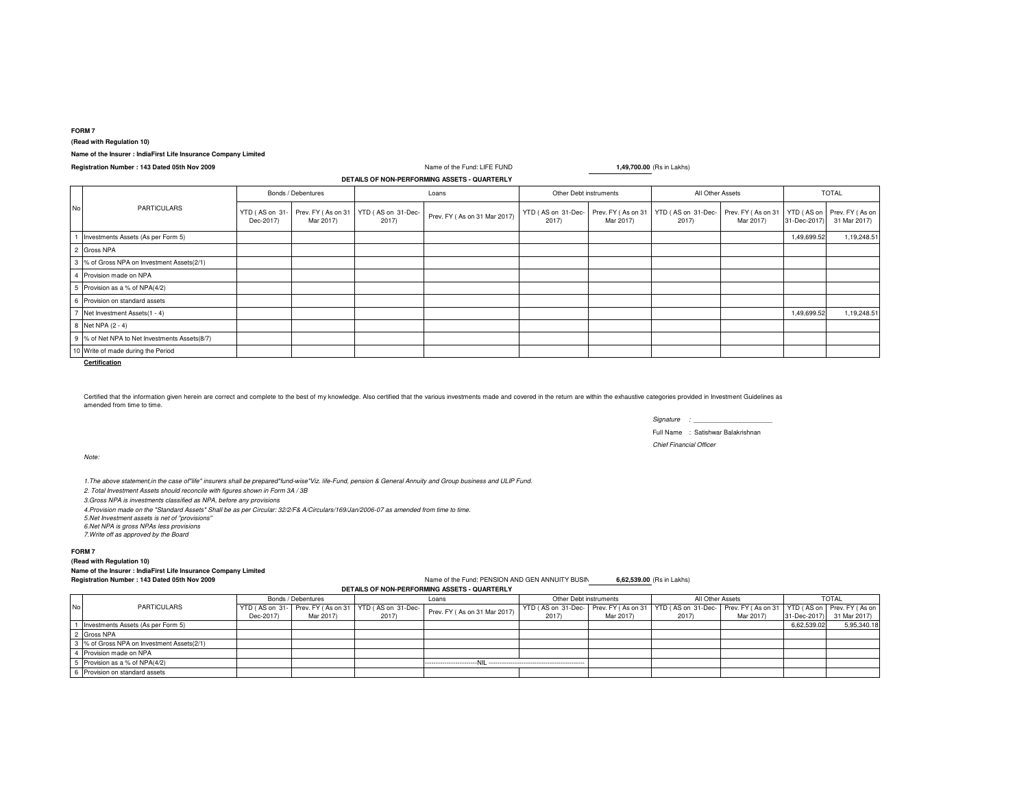**FORM 7**

**(Read with Regulation 10)**

**Name of the Insurer : IndiaFirst Life Insurance Company Limited**

**Registration Number : 143 Dated 05th Nov 2009**

Name of the Fund: LIFE FUND **1,49,700.00** (Rs in Lakhs)

**DETAILS OF NON-PERFORMING ASSETS - QUARTERLY**

| No | PARTICULARS | Bonds / Debentures | | Loans | | Other Debt instruments | | All Other Assets | | TOTAL | |
|---|---|---|---|---|---|---|---|---|---|---|---|
| | | YTD ( AS on 31-Dec-2017) | Prev. FY ( As on 31 Mar 2017) | YTD ( AS on 31-Dec-2017) | Prev. FY ( As on 31 Mar 2017) | YTD ( AS on 31-Dec-2017) | Prev. FY ( As on 31 Mar 2017) | YTD ( AS on 31-Dec-2017) | Prev. FY ( As on 31 Mar 2017) | YTD ( AS on 31-Dec-2017) | Prev. FY ( As on 31 Mar 2017) |
| 1 | Investments Assets (As per Form 5) | | | | | | | | | 1,49,699.52 | 1,19,248.51 |
| 2 | Gross NPA | | | | | | | | | | |
| 3 | % of Gross NPA on Investment Assets(2/1) | | | | | | | | | | |
| 4 | Provision made on NPA | | | | | | | | | | |
| 5 | Provision as a % of NPA(4/2) | | | | | | | | | | |
| 6 | Provision on standard assets | | | | | | | | | | |
| 7 | Net Investment Assets(1 - 4) | | | | | | | | | 1,49,699.52 | 1,19,248.51 |
| 8 | Net NPA (2 - 4) | | | | | | | | | | |
| 9 | % of Net NPA to Net Investments Assets(8/7) | | | | | | | | | | |
| 10 | Write of made during the Period | | | | | | | | | | |

**Certification**

Certified that the information given herein are correct and complete to the best of my knowledge. Also certified that the various investments made and covered in the return are within the exhaustive categories provided in Investment Guidelines as amended from time to time.

*Signature* : ______________________

Full Name : Satishwar Balakrishnan

*Chief Financial Officer*

*Note:*

*1.The above statement,in the case of"life" insurers shall be prepared"fund-wise"Viz. life-Fund, pension & General Annuity and Group business and ULIP Fund.*

*2. Total Investment Assets should reconcile with figures shown in Form 3A / 3B*

*3.Gross NPA is investments classified as NPA, before any provisions*

*4.Provision made on the "Standard Assets" Shall be as per Circular: 32/2/F& A/Circulars/169/Jan/2006-07 as amended from time to time.*

*5.Net Investment assets is net of "provisions"*

*6.Net NPA is gross NPAs less provisions*

*7.Write off as approved by the Board*

**FORM 7**

**(Read with Regulation 10)**

**Name of the Insurer : IndiaFirst Life Insurance Company Limited**

**Registration Number : 143 Dated 05th Nov 2009**

Name of the Fund: PENSION AND GEN ANNUITY BUSIN **6,62,539.00** (Rs in Lakhs)

**DETAILS OF NON-PERFORMING ASSETS - QUARTERLY**

| No | PARTICULARS | Bonds / Debentures | | Loans | | Other Debt instruments | | All Other Assets | | TOTAL | |
|---|---|---|---|---|---|---|---|---|---|---|---|
| | | YTD ( AS on 31-Dec-2017) | Prev. FY ( As on 31 Mar 2017) | YTD ( AS on 31-Dec-2017) | Prev. FY ( As on 31 Mar 2017) | YTD ( AS on 31-Dec-2017) | Prev. FY ( As on 31 Mar 2017) | YTD ( AS on 31-Dec-2017) | Prev. FY ( As on 31 Mar 2017) | YTD ( AS on 31-Dec-2017) | Prev. FY ( As on 31 Mar 2017) |
| 1 | Investments Assets (As per Form 5) | | | | | | | | | 6,62,539.02 | 5,95,340.18 |
| 2 | Gross NPA | | | | | | | | | | |
| 3 | % of Gross NPA on Investment Assets(2/1) | | | | | | | | | | |
| 4 | Provision made on NPA | | | | | | | | | | |
| 5 | Provision as a % of NPA(4/2) | | | | ------------------------NIL ------------------------------------------ | | | | | | |
| 6 | Provision on standard assets | | | | | | | | | | |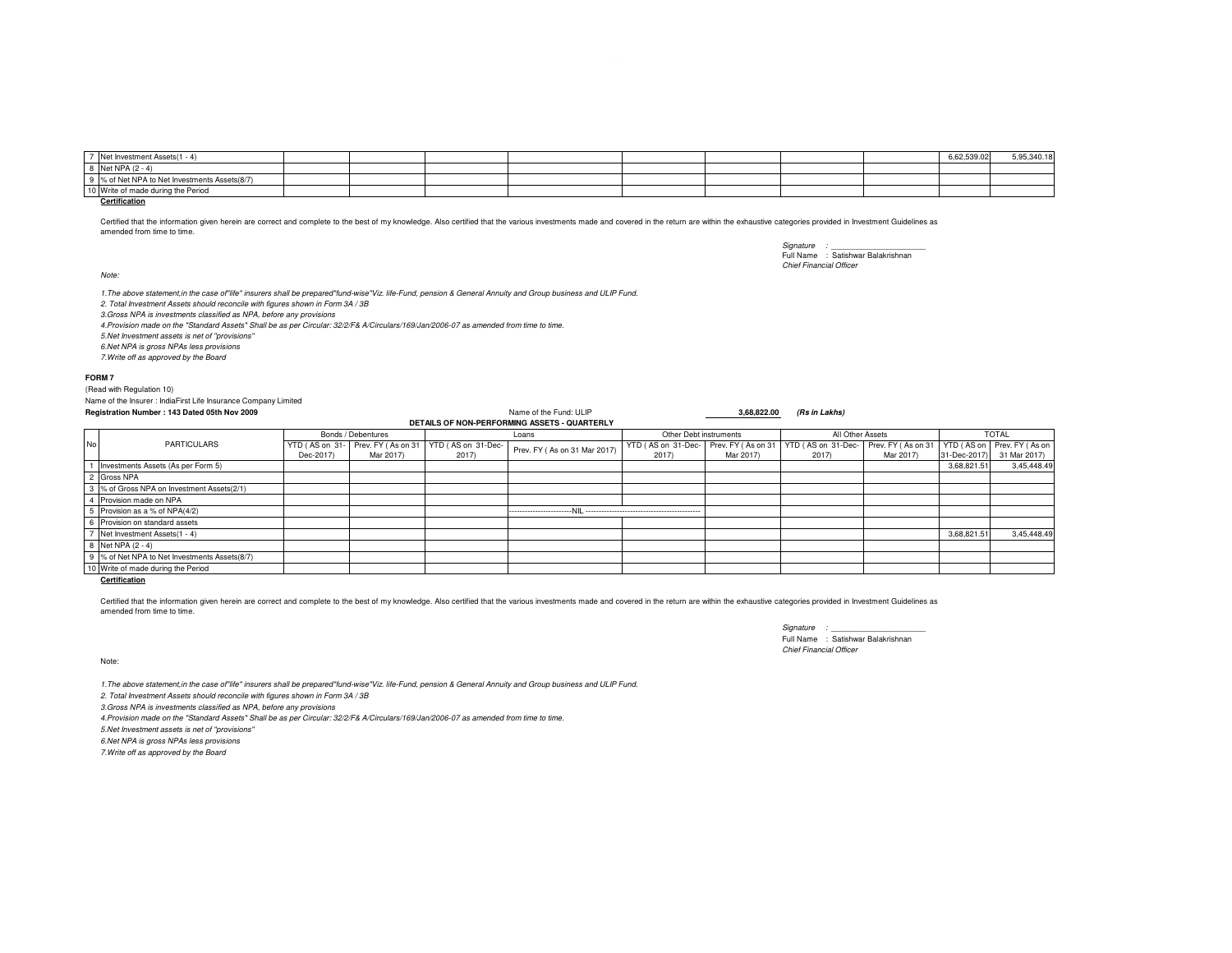| No | PARTICULARS | Bonds / Debentures YTD ( AS on 31-Dec-2017) | Bonds / Debentures Prev. FY ( As on 31 Mar 2017) | Loans YTD ( AS on 31-Dec-2017) | Loans Prev. FY ( As on 31 Mar 2017) | Other Debt instruments YTD ( AS on 31-Dec-2017) | Other Debt instruments Prev. FY ( As on 31 Mar 2017) | All Other Assets YTD ( AS on 31-Dec-2017) | All Other Assets Prev. FY ( As on 31 Mar 2017) | TOTAL YTD ( AS on 31-Dec-2017) | TOTAL Prev. FY ( As on 31 Mar 2017) |
|---|---|---|---|---|---|---|---|---|---|---|---|
| 7 | Net Investment Assets(1 - 4) | | | | | | | | | 6,62,539.02 | 5,95,340.18 |
| 8 | Net NPA (2 - 4) | | | | | | | | | | |
| 9 | % of Net NPA to Net Investments Assets(8/7) | | | | | | | | | | |
| 10 | Write of made during the Period | | | | | | | | | | |

**Certification**

Certified that the information given herein are correct and complete to the best of my knowledge. Also certified that the various investments made and covered in the return are within the exhaustive categories provided in Investment Guidelines as amended from time to time.

*Signature* : ______________________
Full Name : Satishwar Balakrishnan
*Chief Financial Officer*

*Note:*

*1.The above statement,in the case of"life" insurers shall be prepared"fund-wise"Viz. life-Fund, pension & General Annuity and Group business and ULIP Fund.*

*2. Total Investment Assets should reconcile with figures shown in Form 3A / 3B*

*3.Gross NPA is investments classified as NPA, before any provisions*

*4.Provision made on the "Standard Assets" Shall be as per Circular: 32/2/F& A/Circulars/169/Jan/2006-07 as amended from time to time.*

*5.Net Investment assets is net of ''provisions''*

*6.Net NPA is gross NPAs less provisions*

*7.Write off as approved by the Board*

**FORM 7**

(Read with Regulation 10)

Name of the Insurer : IndiaFirst Life Insurance Company Limited

**Registration Number : 143 Dated 05th Nov 2009**

Name of the Fund: ULIP **3,68,822.00** ***(Rs in Lakhs)***

**DETAILS OF NON-PERFORMING ASSETS - QUARTERLY**

| No | PARTICULARS | Bonds / Debentures | | Loans | | Other Debt instruments | | All Other Assets | | TOTAL | |
|---|---|---|---|---|---|---|---|---|---|---|---|
| | | YTD ( AS on 31-Dec-2017) | Prev. FY ( As on 31 Mar 2017) | YTD ( AS on 31-Dec-2017) | Prev. FY ( As on 31 Mar 2017) | YTD ( AS on 31-Dec-2017) | Prev. FY ( As on 31 Mar 2017) | YTD ( AS on 31-Dec-2017) | Prev. FY ( As on 31 Mar 2017) | YTD ( AS on 31-Dec-2017) | Prev. FY ( As on 31 Mar 2017) |
| 1 | Investments Assets (As per Form 5) | | | | | | | | | 3,68,821.51 | 3,45,448.49 |
| 2 | Gross NPA | | | | | | | | | | |
| 3 | % of Gross NPA on Investment Assets(2/1) | | | | | | | | | | |
| 4 | Provision made on NPA | | | | | | | | | | |
| 5 | Provision as a % of NPA(4/2) | | | | -------------------------NIL ---------------------------------------------- | | | | | | |
| 6 | Provision on standard assets | | | | | | | | | | |
| 7 | Net Investment Assets(1 - 4) | | | | | | | | | 3,68,821.51 | 3,45,448.49 |
| 8 | Net NPA (2 - 4) | | | | | | | | | | |
| 9 | % of Net NPA to Net Investments Assets(8/7) | | | | | | | | | | |
| 10 | Write of made during the Period | | | | | | | | | | |

**Certification**

Certified that the information given herein are correct and complete to the best of my knowledge. Also certified that the various investments made and covered in the return are within the exhaustive categories provided in Investment Guidelines as amended from time to time.

*Signature* : ______________________
Full Name : Satishwar Balakrishnan
*Chief Financial Officer*

Note:

*1.The above statement,in the case of"life" insurers shall be prepared"fund-wise"Viz. life-Fund, pension & General Annuity and Group business and ULIP Fund.*

*2. Total Investment Assets should reconcile with figures shown in Form 3A / 3B*

*3.Gross NPA is investments classified as NPA, before any provisions*

*4.Provision made on the "Standard Assets" Shall be as per Circular: 32/2/F& A/Circulars/169/Jan/2006-07 as amended from time to time.*

*5.Net Investment assets is net of ''provisions''*

*6.Net NPA is gross NPAs less provisions*

*7.Write off as approved by the Board*